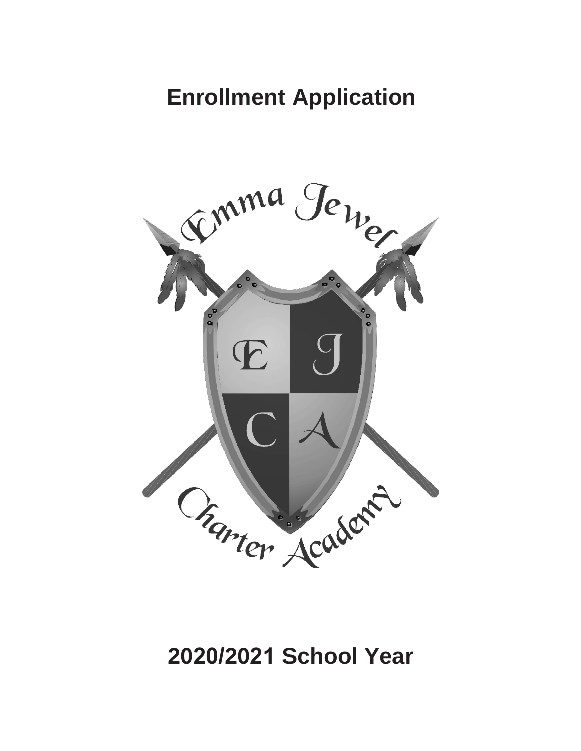# Enrollment Application

Emma Jewel Charter Academy

# 2020/2021 School Year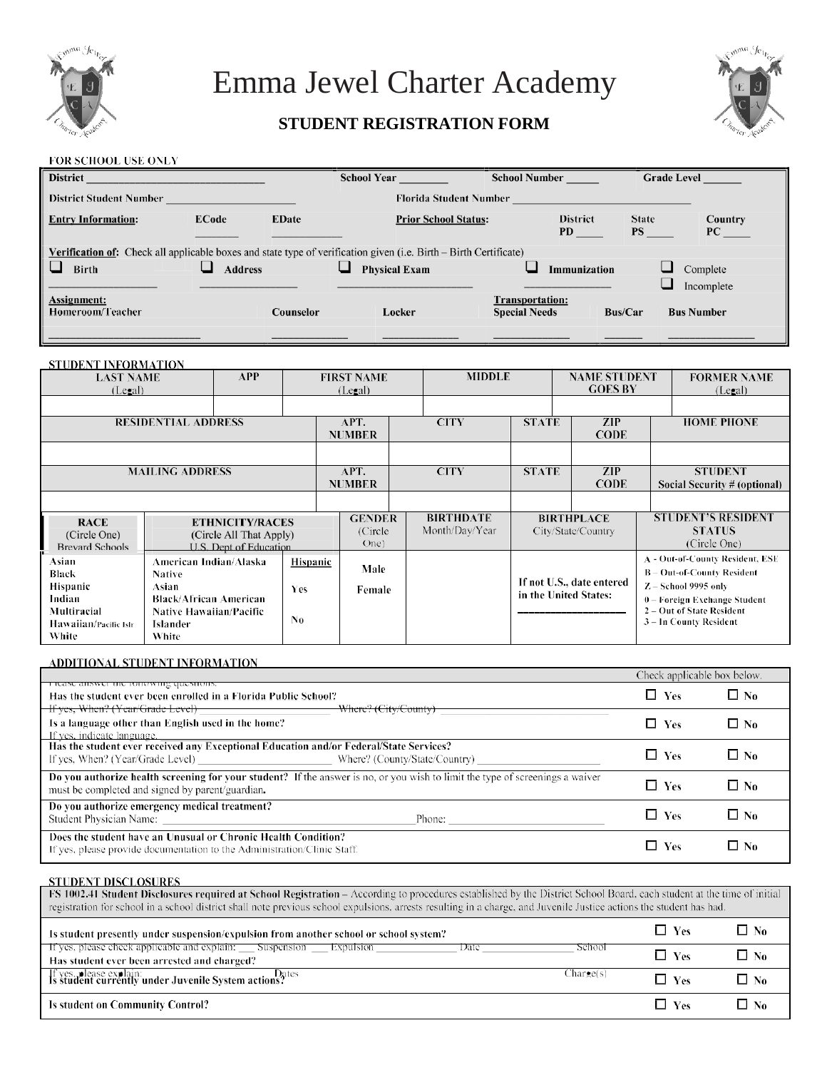# Emma Jewel Charter Academy

## STUDENT REGISTRATION FORM

### FOR SCHOOL USE ONLY

**District** ______________________________ **School Year** ________ **School Number** _____ **Grade Level** ______

**District Student Number** ______________________ **Florida Student Number** ______________________________

| **Entry Information:** | **ECode** | **EDate** | **Prior School Status:** | **District PD** ____ | **State PS** ____ | **Country PC** ____ |
|---|---|---|---|---|---|---|
| | _______ | ___________ | | | | |

**Verification of:** Check all applicable boxes and state type of verification given (i.e. Birth – Birth Certificate)

| ☐ Birth | ☐ Address | ☐ Physical Exam | ☐ Immunization | ☐ Complete |
|---|---|---|---|---|
| ________________ | ________________ | ____________________ | ______________ | ☐ Incomplete |

| **Assignment:** Homeroom/Teacher | Counselor | Locker | **Transportation:** Special Needs | Bus/Car | Bus Number |
|---|---|---|---|---|---|
| ______________________ | ____________ | ____________ | ____________ | ______ | ______________ |

### STUDENT INFORMATION

| LAST NAME (Legal) | APP | FIRST NAME (Legal) | MIDDLE | NAME STUDENT GOES BY | FORMER NAME (Legal) |
|---|---|---|---|---|---|
| | | | | | |

| RESIDENTIAL ADDRESS | APT. NUMBER | CITY | STATE | ZIP CODE | HOME PHONE |
|---|---|---|---|---|---|
| | | | | | |

| MAILING ADDRESS | APT. NUMBER | CITY | STATE | ZIP CODE | STUDENT Social Security # (optional) |
|---|---|---|---|---|---|
| | | | | | |

| RACE (Circle One) Brevard Schools | ETHNICITY/RACES (Circle All That Apply) U.S. Dept of Education | | GENDER (Circle One) | BIRTHDATE Month/Day/Year | BIRTHPLACE City/State/Country | STUDENT'S RESIDENT STATUS (Circle One) |
|---|---|---|---|---|---|---|
| Asian<br>Black<br>Hispanic<br>Indian<br>Multiracial<br>Hawaiian/Pacific Islr<br>White | American Indian/Alaska Native<br>Asian<br>Black/African American<br>Native Hawaiian/Pacific Islander<br>White | **Hispanic**<br>Yes<br>No | Male<br>Female | | If not U.S., date entered in the United States: ______________ | A - Out-of-County Resident, ESE<br>B – Out-of-County Resident<br>Z – School 9995 only<br>0 – Foreign Exchange Student<br>2 – Out of State Resident<br>3 – In County Resident |

### ADDITIONAL STUDENT INFORMATION

| Please answer the following questions. | Check applicable box below. | |
|---|---|---|
| **Has the student ever been enrolled in a Florida Public School?**<br>If yes, When? (Year/Grade Level) ____________________ Where? (City/County) ____________________ | ☐ Yes | ☐ No |
| **Is a language other than English used in the home?**<br>If yes, indicate language. | ☐ Yes | ☐ No |
| **Has the student ever received any Exceptional Education and/or Federal/State Services?**<br>If yes, When? (Year/Grade Level) ____________________ Where? (County/State/Country) ____________________ | ☐ Yes | ☐ No |
| **Do you authorize health screening for your student?** If the answer is no, or you wish to limit the type of screenings a waiver must be completed and signed by parent/guardian. | ☐ Yes | ☐ No |
| **Do you authorize emergency medical treatment?**<br>Student Physician Name: ______________________________ Phone: ____________________ | ☐ Yes | ☐ No |
| **Does the student have an Unusual or Chronic Health Condition?**<br>If yes, please provide documentation to the Administration/Clinic Staff. | ☐ Yes | ☐ No |

### STUDENT DISCLOSURES

**FS 1002.41 Student Disclosures required at School Registration** – According to procedures established by the District School Board, each student at the time of initial registration for school in a school district shall note previous school expulsions, arrests resulting in a charge, and Juvenile Justice actions the student has had.

| | | |
|---|---|---|
| **Is student presently under suspension/expulsion from another school or school system?** | ☐ Yes | ☐ No |
| If yes, please check applicable and explain: ___ Suspension ___ Expulsion ____________ Date ____________ School<br>**Has student ever been arrested and charged?** | ☐ Yes | ☐ No |
| If yes, please explain: Dates Charge(s)<br>**Is student currently under Juvenile System actions?** | ☐ Yes | ☐ No |
| **Is student on Community Control?** | ☐ Yes | ☐ No |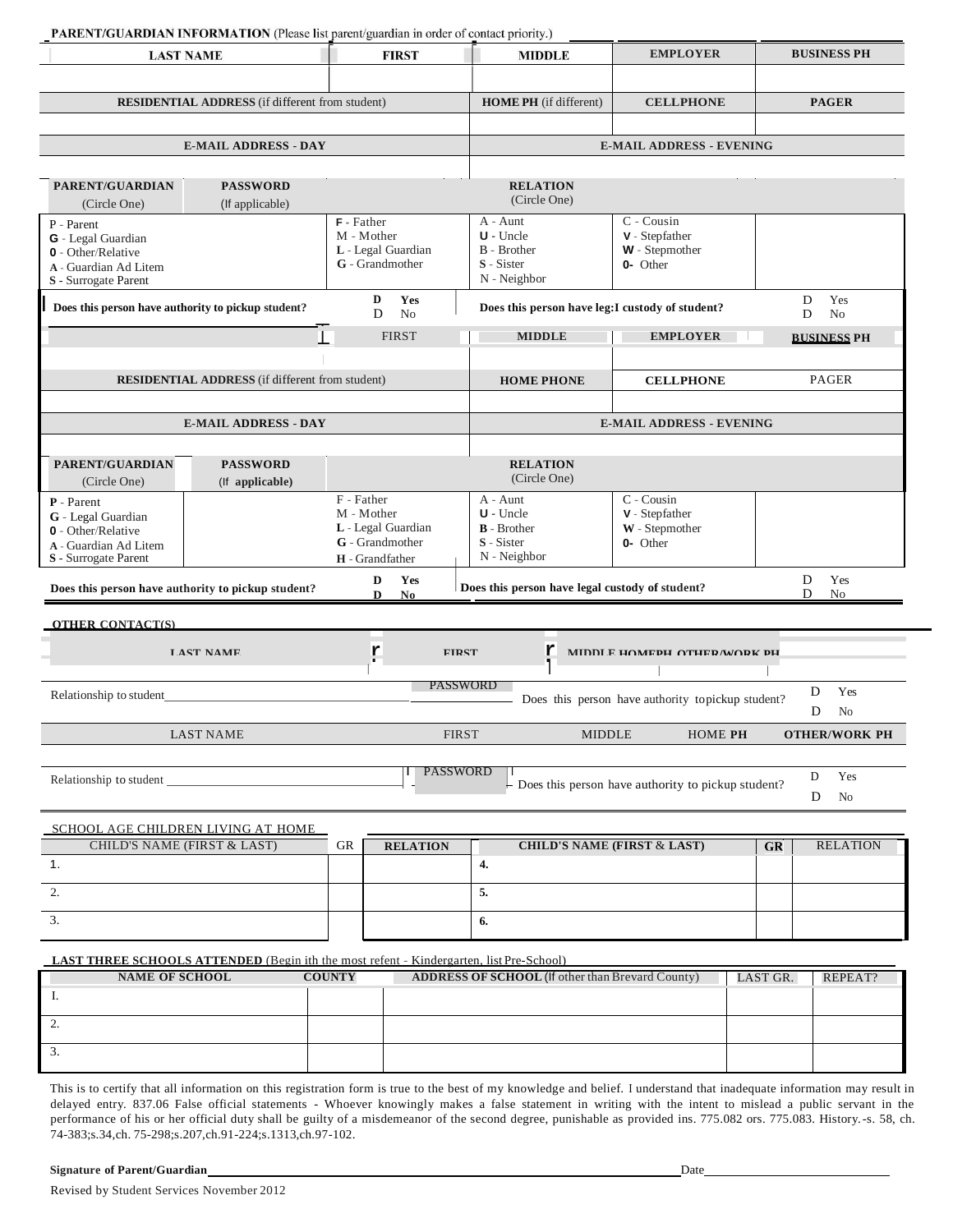**PARENT/GUARDIAN INFORMATION** (Please list parent/guardian in order of contact priority.)

| LAST NAME | FIRST | MIDDLE | EMPLOYER | BUSINESS PH |
|---|---|---|---|---|
| | | | | |

| RESIDENTIAL ADDRESS (if different from student) | HOME PH (if different) | CELLPHONE | PAGER |
|---|---|---|---|
| | | | |

| E-MAIL ADDRESS - DAY | E-MAIL ADDRESS - EVENING |
|---|---|
| | |

| PARENT/GUARDIAN (Circle One) | PASSWORD (If applicable) | RELATION (Circle One) | | | |
|---|---|---|---|---|---|
| P - Parent<br>G - Legal Guardian<br>0 - Other/Relative<br>A - Guardian Ad Litem<br>S - Surrogate Parent | | F - Father<br>M - Mother<br>L - Legal Guardian<br>G - Grandmother | A - Aunt<br>U - Uncle<br>B - Brother<br>S - Sister<br>N - Neighbor | C - Cousin<br>V - Stepfather<br>W - Stepmother<br>0- Other | |

Does this person have authority to pickup student? D Yes D No

Does this person have leg:I custody of student? D Yes D No

| | FIRST | MIDDLE | EMPLOYER | BUSINESS PH |
|---|---|---|---|---|
| | | | | |

| RESIDENTIAL ADDRESS (if different from student) | HOME PHONE | CELLPHONE | PAGER |
|---|---|---|---|
| | | | |

| E-MAIL ADDRESS - DAY | E-MAIL ADDRESS - EVENING |
|---|---|
| | |

| PARENT/GUARDIAN (Circle One) | PASSWORD (If applicable) | RELATION (Circle One) | | | |
|---|---|---|---|---|---|
| P - Parent<br>G - Legal Guardian<br>0 - Other/Relative<br>A - Guardian Ad Litem<br>S - Surrogate Parent | | F - Father<br>M - Mother<br>L - Legal Guardian<br>G - Grandmother<br>H - Grandfather | A - Aunt<br>U - Uncle<br>B - Brother<br>S - Sister<br>N - Neighbor | C - Cousin<br>V - Stepfather<br>W - Stepmother<br>0- Other | |

Does this person have authority to pickup student? D Yes D No

Does this person have legal custody of student? D Yes D No

**OTHER CONTACT(S)**

| LAST NAME | FIRST | MIDDLE | HOMEPH | OTHER/WORK PH |
|---|---|---|---|---|
| | | | | |

Relationship to student\_\_\_\_\_\_\_\_\_\_\_\_\_\_\_\_ PASSWORD \_\_\_\_\_\_\_\_ Does this person have authority topickup student? D Yes D No

| LAST NAME | FIRST | MIDDLE | HOME PH | OTHER/WORK PH |
|---|---|---|---|---|
| | | | | |

Relationship to student \_\_\_\_\_\_\_\_\_\_\_\_\_\_\_\_ PASSWORD \_\_\_\_\_\_\_\_ Does this person have authority to pickup student? D Yes D No

SCHOOL AGE CHILDREN LIVING AT HOME

| CHILD'S NAME (FIRST & LAST) | GR | RELATION | CHILD'S NAME (FIRST & LAST) | GR | RELATION |
|---|---|---|---|---|---|
| 1. | | | 4. | | |
| 2. | | | 5. | | |
| 3. | | | 6. | | |

**LAST THREE SCHOOLS ATTENDED** (Begin ith the most refent - Kindergarten, list Pre-School)

| NAME OF SCHOOL | COUNTY | ADDRESS OF SCHOOL (If other than Brevard County) | LAST GR. | REPEAT? |
|---|---|---|---|---|
| I. | | | | |
| 2. | | | | |
| 3. | | | | |

This is to certify that all information on this registration form is true to the best of my knowledge and belief. I understand that inadequate information may result in delayed entry. 837.06 False official statements - Whoever knowingly makes a false statement in writing with the intent to mislead a public servant in the performance of his or her official duty shall be guilty of a misdemeanor of the second degree, punishable as provided ins. 775.082 ors. 775.083. History.-s. 58, ch. 74-383;s.34,ch. 75-298;s.207,ch.91-224;s.1313,ch.97-102.

**Signature of Parent/Guardian**\_\_\_\_\_\_\_\_\_\_\_\_\_\_\_\_\_\_\_\_\_\_\_\_\_\_\_\_\_\_\_\_ Date\_\_\_\_\_\_\_\_\_\_\_\_\_\_\_\_

Revised by Student Services November 2012